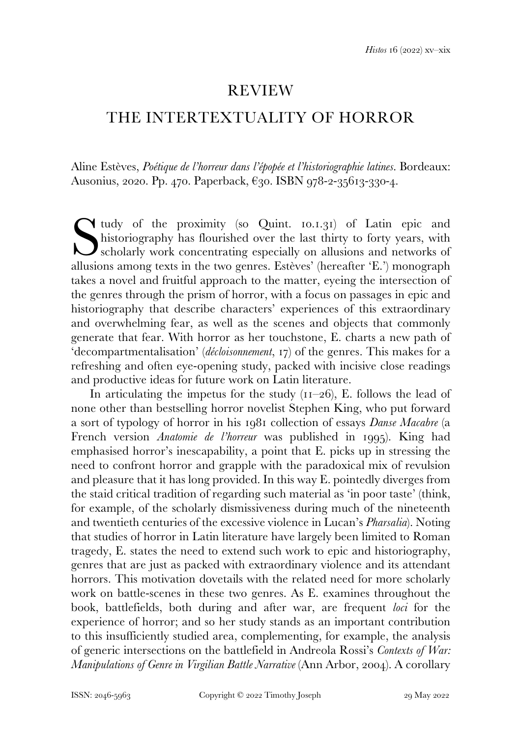# REVIEW

# THE INTERTEXTUALITY OF HORROR

Aline Estèves, *Poétique de l'horreur dans l'épopée et l'historiographie latines*. Bordeaux: Ausonius, 2020. Pp. 470. Paperback, €30. ISBN 978-2-35613-330-4.

Study of the proximity (so Quint. 10.1.31) of Latin epic and historiography has flourished over the last thirty to forty years, with scholarly work concentrating especially on allusions and networks of allusions among texts in the two genres. Estèves' (hereafter 'E.') monograph takes a novel and fruitful approach to the matter, eyeing the intersection of the genres through the prism of horror, with a focus on passages in epic and historiography that describe characters' experiences of this extraordinary and overwhelming fear, as well as the scenes and objects that commonly generate that fear. With horror as her touchstone, E. charts a new path of 'decompartmentalisation' (*décloisonnement*, 17) of the genres. This makes for a refreshing and often eye-opening study, packed with incisive close readings and productive ideas for future work on Latin literature.

In articulating the impetus for the study (11–26), E. follows the lead of none other than bestselling horror novelist Stephen King, who put forward a sort of typology of horror in his 1981 collection of essays *Danse Macabre* (a French version *Anatomie de l'horreur* was published in 1995). King had emphasised horror's inescapability, a point that E. picks up in stressing the need to confront horror and grapple with the paradoxical mix of revulsion and pleasure that it has long provided. In this way E. pointedly diverges from the staid critical tradition of regarding such material as 'in poor taste' (think, for example, of the scholarly dismissiveness during much of the nineteenth and twentieth centuries of the excessive violence in Lucan's *Pharsalia*). Noting that studies of horror in Latin literature have largely been limited to Roman tragedy, E. states the need to extend such work to epic and historiography, genres that are just as packed with extraordinary violence and its attendant horrors. This motivation dovetails with the related need for more scholarly work on battle-scenes in these two genres. As E. examines throughout the book, battlefields, both during and after war, are frequent *loci* for the experience of horror; and so her study stands as an important contribution to this insufficiently studied area, complementing, for example, the analysis of generic intersections on the battlefield in Andreola Rossi's *Contexts of War: Manipulations of Genre in Virgilian Battle Narrative* (Ann Arbor, 2004). A corollary

ISSN: 2046-5963 Copyright © 2022 Timothy Joseph 29 May 2022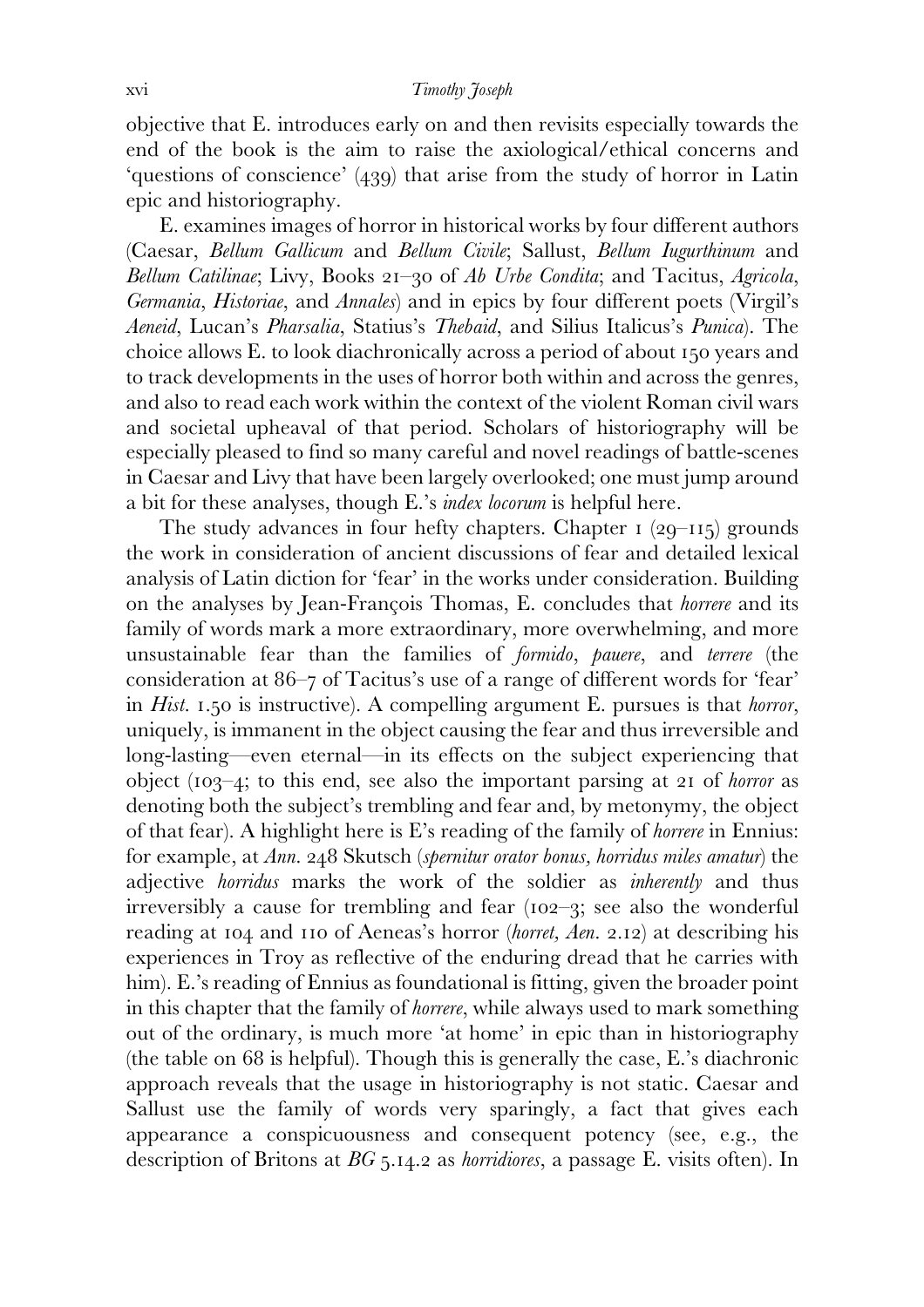objective that E. introduces early on and then revisits especially towards the end of the book is the aim to raise the axiological/ethical concerns and 'questions of conscience' (439) that arise from the study of horror in Latin epic and historiography.

E. examines images of horror in historical works by four different authors (Caesar, *Bellum Gallicum* and *Bellum Civile*; Sallust, *Bellum Iugurthinum* and *Bellum Catilinae*; Livy, Books 21–30 of *Ab Urbe Condita*; and Tacitus, *Agricola*, *Germania*, *Historiae*, and *Annales*) and in epics by four different poets (Virgil's *Aeneid*, Lucan's *Pharsalia*, Statius's *Thebaid*, and Silius Italicus's *Punica*). The choice allows E. to look diachronically across a period of about 150 years and to track developments in the uses of horror both within and across the genres, and also to read each work within the context of the violent Roman civil wars and societal upheaval of that period. Scholars of historiography will be especially pleased to find so many careful and novel readings of battle-scenes in Caesar and Livy that have been largely overlooked; one must jump around a bit for these analyses, though E.'s *index locorum* is helpful here.

The study advances in four hefty chapters. Chapter 1 (29–115) grounds the work in consideration of ancient discussions of fear and detailed lexical analysis of Latin diction for 'fear' in the works under consideration. Building on the analyses by Jean-François Thomas, E. concludes that *horrere* and its family of words mark a more extraordinary, more overwhelming, and more unsustainable fear than the families of *formido*, *pauere*, and *terrere* (the consideration at 86–7 of Tacitus's use of a range of different words for 'fear' in *Hist.* 1.50 is instructive). A compelling argument E. pursues is that *horror*, uniquely, is immanent in the object causing the fear and thus irreversible and long-lasting—even eternal—in its effects on the subject experiencing that object (103–4; to this end, see also the important parsing at 21 of *horror* as denoting both the subject's trembling and fear and, by metonymy, the object of that fear). A highlight here is E's reading of the family of *horrere* in Ennius: for example, at *Ann.* 248 Skutsch (*spernitur orator bonus, horridus miles amatur*) the adjective *horridus* marks the work of the soldier as *inherently* and thus irreversibly a cause for trembling and fear (102–3; see also the wonderful reading at 104 and 110 of Aeneas's horror (*horret, Aen.* 2.12) at describing his experiences in Troy as reflective of the enduring dread that he carries with him). E.'s reading of Ennius as foundational is fitting, given the broader point in this chapter that the family of *horrere*, while always used to mark something out of the ordinary, is much more 'at home' in epic than in historiography (the table on 68 is helpful). Though this is generally the case, E.'s diachronic approach reveals that the usage in historiography is not static. Caesar and Sallust use the family of words very sparingly, a fact that gives each appearance a conspicuousness and consequent potency (see, e.g., the description of Britons at *BG* 5.14.2 as *horridiores*, a passage E. visits often). In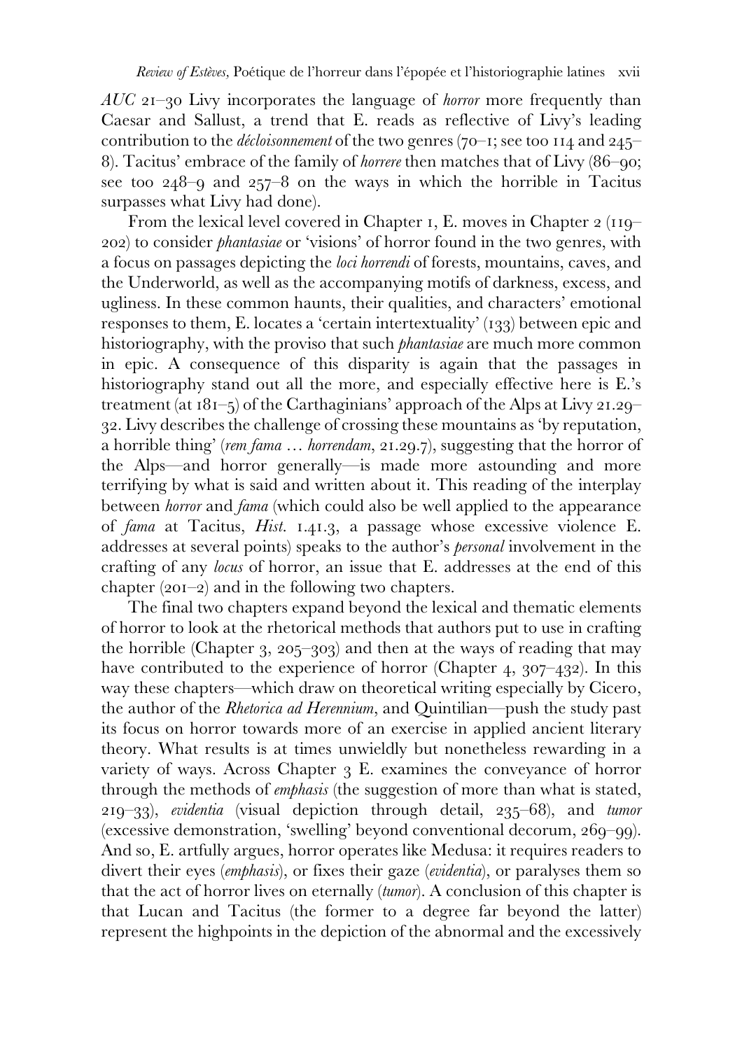*AUC* 21–30 Livy incorporates the language of *horror* more frequently than Caesar and Sallust, a trend that E. reads as reflective of Livy's leading contribution to the *décloisonnement* of the two genres (70–1; see too 114 and 245–8). Tacitus' embrace of the family of *horrere* then matches that of Livy (86–90; see too 248–9 and 257–8 on the ways in which the horrible in Tacitus surpasses what Livy had done).

From the lexical level covered in Chapter 1, E. moves in Chapter 2 (119–202) to consider *phantasiae* or 'visions' of horror found in the two genres, with a focus on passages depicting the *loci horrendi* of forests, mountains, caves, and the Underworld, as well as the accompanying motifs of darkness, excess, and ugliness. In these common haunts, their qualities, and characters' emotional responses to them, E. locates a 'certain intertextuality' (133) between epic and historiography, with the proviso that such *phantasiae* are much more common in epic. A consequence of this disparity is again that the passages in historiography stand out all the more, and especially effective here is E.'s treatment (at 181–5) of the Carthaginians' approach of the Alps at Livy 21.29–32. Livy describes the challenge of crossing these mountains as 'by reputation, a horrible thing' (*rem fama … horrendam*, 21.29.7), suggesting that the horror of the Alps—and horror generally—is made more astounding and more terrifying by what is said and written about it. This reading of the interplay between *horror* and *fama* (which could also be well applied to the appearance of *fama* at Tacitus, *Hist.* 1.41.3, a passage whose excessive violence E. addresses at several points) speaks to the author's *personal* involvement in the crafting of any *locus* of horror, an issue that E. addresses at the end of this chapter (201–2) and in the following two chapters.

The final two chapters expand beyond the lexical and thematic elements of horror to look at the rhetorical methods that authors put to use in crafting the horrible (Chapter 3, 205–303) and then at the ways of reading that may have contributed to the experience of horror (Chapter 4, 307–432). In this way these chapters—which draw on theoretical writing especially by Cicero, the author of the *Rhetorica ad Herennium*, and Quintilian—push the study past its focus on horror towards more of an exercise in applied ancient literary theory. What results is at times unwieldly but nonetheless rewarding in a variety of ways. Across Chapter 3 E. examines the conveyance of horror through the methods of *emphasis* (the suggestion of more than what is stated, 219–33), *evidentia* (visual depiction through detail, 235–68), and *tumor* (excessive demonstration, 'swelling' beyond conventional decorum, 269–99). And so, E. artfully argues, horror operates like Medusa: it requires readers to divert their eyes (*emphasis*), or fixes their gaze (*evidentia*), or paralyses them so that the act of horror lives on eternally (*tumor*). A conclusion of this chapter is that Lucan and Tacitus (the former to a degree far beyond the latter) represent the highpoints in the depiction of the abnormal and the excessively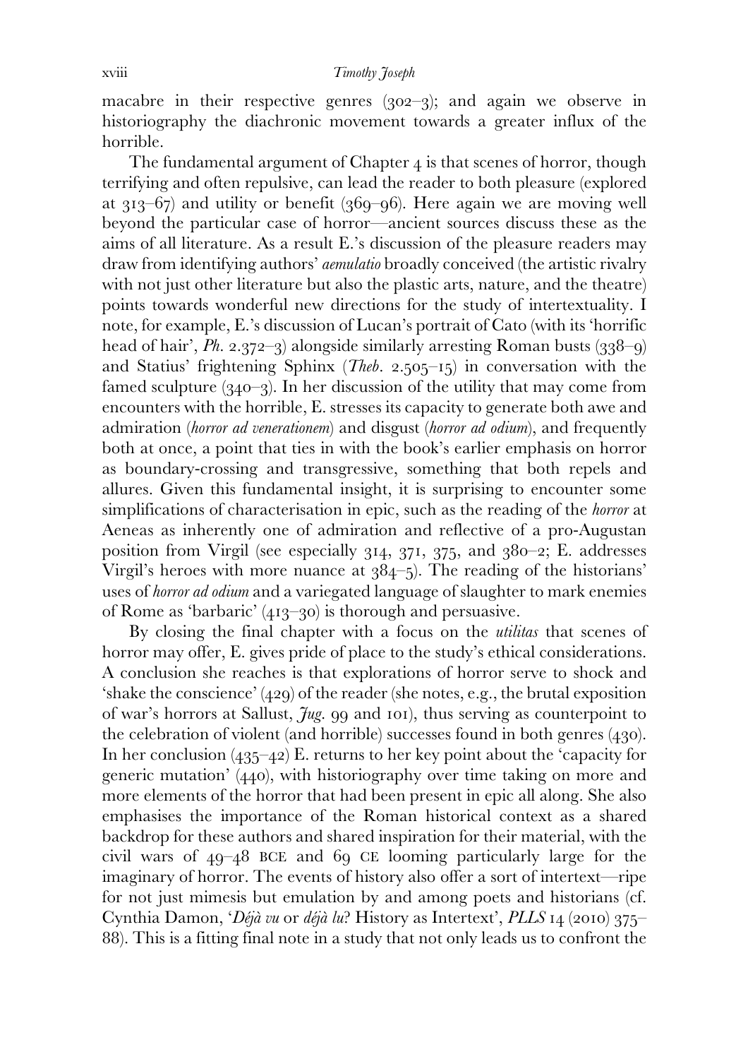macabre in their respective genres (302–3); and again we observe in historiography the diachronic movement towards a greater influx of the horrible.

The fundamental argument of Chapter 4 is that scenes of horror, though terrifying and often repulsive, can lead the reader to both pleasure (explored at 313–67) and utility or benefit (369–96). Here again we are moving well beyond the particular case of horror—ancient sources discuss these as the aims of all literature. As a result E.'s discussion of the pleasure readers may draw from identifying authors' *aemulatio* broadly conceived (the artistic rivalry with not just other literature but also the plastic arts, nature, and the theatre) points towards wonderful new directions for the study of intertextuality. I note, for example, E.'s discussion of Lucan's portrait of Cato (with its 'horrific head of hair', *Ph.* 2.372–3) alongside similarly arresting Roman busts (338–9) and Statius' frightening Sphinx (*Theb.* 2.505–15) in conversation with the famed sculpture (340–3). In her discussion of the utility that may come from encounters with the horrible, E. stresses its capacity to generate both awe and admiration (*horror ad venerationem*) and disgust (*horror ad odium*), and frequently both at once, a point that ties in with the book's earlier emphasis on horror as boundary-crossing and transgressive, something that both repels and allures. Given this fundamental insight, it is surprising to encounter some simplifications of characterisation in epic, such as the reading of the *horror* at Aeneas as inherently one of admiration and reflective of a pro-Augustan position from Virgil (see especially 314, 371, 375, and 380–2; E. addresses Virgil's heroes with more nuance at 384–5). The reading of the historians' uses of *horror ad odium* and a variegated language of slaughter to mark enemies of Rome as 'barbaric' (413–30) is thorough and persuasive.

By closing the final chapter with a focus on the *utilitas* that scenes of horror may offer, E. gives pride of place to the study's ethical considerations. A conclusion she reaches is that explorations of horror serve to shock and 'shake the conscience' (429) of the reader (she notes, e.g., the brutal exposition of war's horrors at Sallust, *Jug.* 99 and 101), thus serving as counterpoint to the celebration of violent (and horrible) successes found in both genres (430). In her conclusion (435–42) E. returns to her key point about the 'capacity for generic mutation' (440), with historiography over time taking on more and more elements of the horror that had been present in epic all along. She also emphasises the importance of the Roman historical context as a shared backdrop for these authors and shared inspiration for their material, with the civil wars of 49–48 BCE and 69 CE looming particularly large for the imaginary of horror. The events of history also offer a sort of intertext—ripe for not just mimesis but emulation by and among poets and historians (cf. Cynthia Damon, '*Déjà vu* or *déjà lu*? History as Intertext', *PLLS* 14 (2010) 375–88). This is a fitting final note in a study that not only leads us to confront the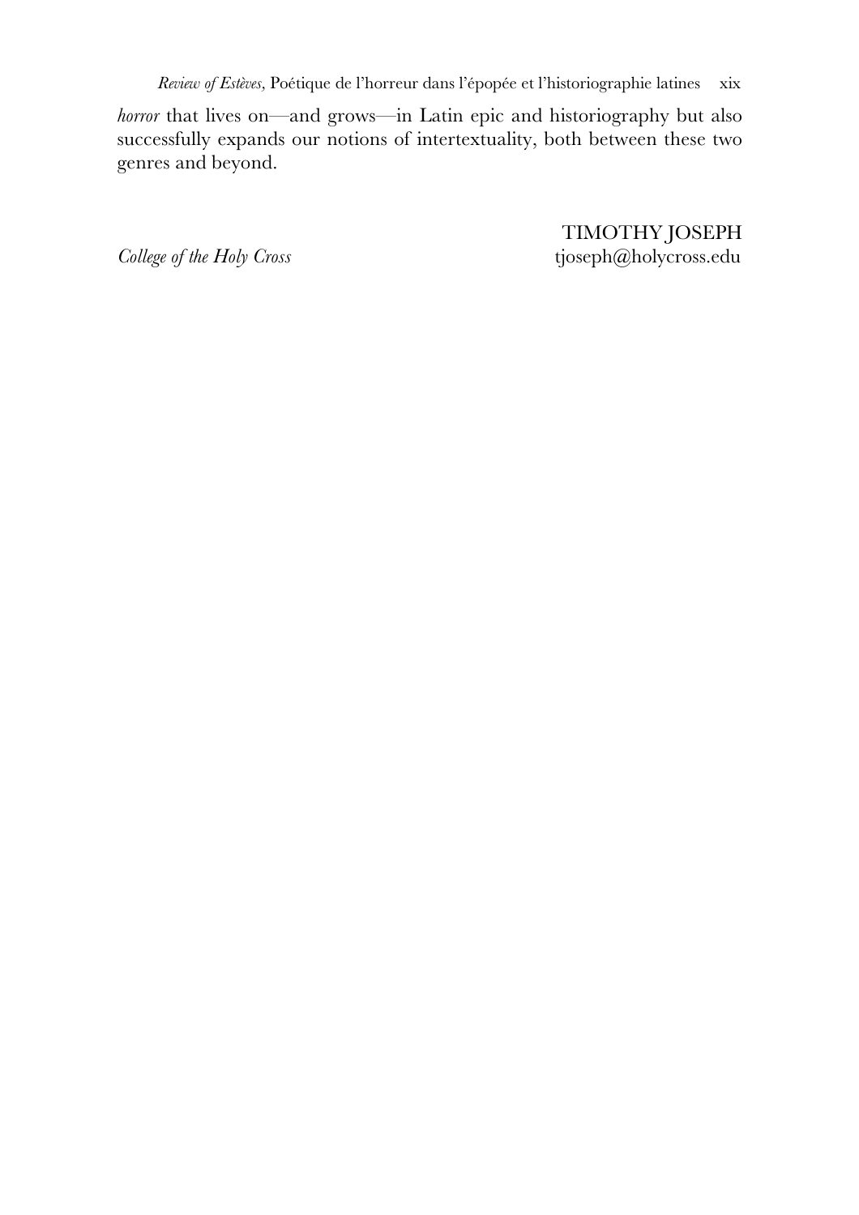*horror* that lives on—and grows—in Latin epic and historiography but also successfully expands our notions of intertextuality, both between these two genres and beyond.

TIMOTHY JOSEPH

*College of the Holy Cross* tjoseph@holycross.edu